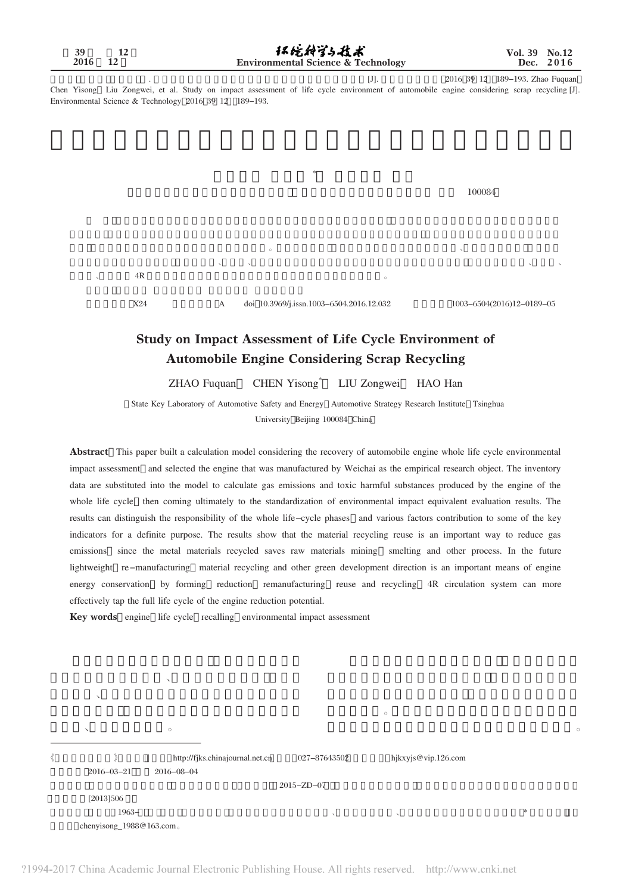. [J]. 2016 39 12 189–193. Zhao Fuquan Chen Yisong Liu Zongwei, et al. Study on impact assessment of life cycle environment of automobile engine considering scrap recycling [J]. Environmental Science & Technology 2016 39 12 189–193.

\* 100084

4R

X24 A doi 10.3969/j.issn.1003–6504.2016.12.032 1003–6504(2016)12–0189–05

# Study on Impact Assessment of Life Cycle Environment of Automobile Engine Considering Scrap Recycling

ZHAO Fuquan CHEN Yisong\* LIU Zongwei HAO Han

State Key Laboratory of Automotive Safety and Energy Automotive Strategy Research Institute Tsinghua University Beijing 100084 China

**Abstract** This paper built a calculation model considering the recovery of automobile engine whole life cycle environmental impact assessment and selected the engine that was manufactured by Weichai as the empirical research object. The inventory data are substituted into the model to calculate gas emissions and toxic harmful substances produced by the engine of the whole life cycle then coming ultimately to the standardization of environmental impact equivalent evaluation results. The results can distinguish the responsibility of the whole life–cycle phases and various factors contribution to some of the key indicators for a definite purpose. The results show that the material recycling reuse is an important way to reduce gas emissions since the metal materials recycled saves raw materials mining smelting and other process. In the future lightweight re–manufacturing material recycling and other green development direction is an important means of engine energy conservation by forming reduction remanufacturing reuse and recycling 4R circulation system can more effectively tap the full life cycle of the engine reduction potential.

**Key words** engine life cycle recalling environmental impact assessment

http://fjks.chinajournal.net.cn 027–87643502 hjkxyjs@vip.126.com

2016–03–21 2016–08–04

2015–ZD–07

[2013]506

1963– \*

chenyisong_1988@163.com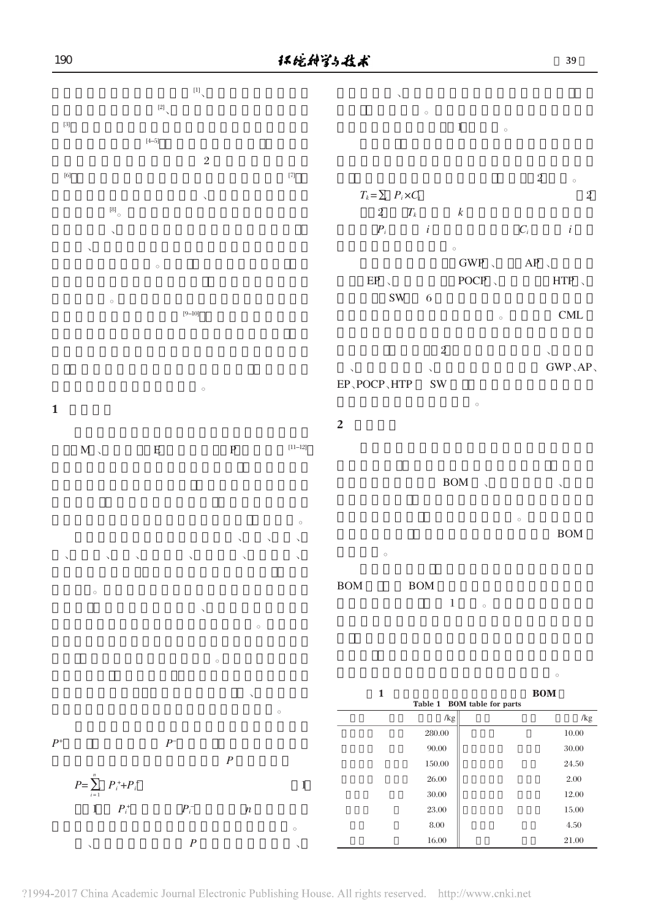[1]、

[2]、

[3]

[4–5]

2

[6] [7]

、

[8]。

、

、

。

。

[9–10]

。

## 1

M、 E P [11–12]

。

、 、 、

、 、 、 、 、 、

。

、

。

。

、

。

$P^+$ $P^-$

$P$

$$P=\sum_{i=1}^{n} P_i^+ + P_i^- \tag{1}$$

1 $P_i^+$ $P_i^-$ $n$

。

、 $P$ 、

、

。

1 。

2 。

$$T_k=\sum P_i \times C_i \tag{2}$$

2 $T_k$ $k$

$P_i$ $i$ $C_i$ $i$

。

GWP 、 AP 、

EP 、 POCP 、 HTP 、

SW 6

。 CML

2 、

、 、 GWP、AP、

EP、POCP、HTP SW

。

## 2

BOM 、 、

。

BOM

。

BOM BOM

1 。

。

1 BOM

Table 1 BOM table for parts

| | | /kg | | | /kg |
|---|---|---|---|---|---|
| | | 280.00 | | | 10.00 |
| | | 90.00 | | | 30.00 |
| | | 150.00 | | | 24.50 |
| | | 26.00 | | | 2.00 |
| | | 30.00 | | | 12.00 |
| | | 23.00 | | | 15.00 |
| | | 8.00 | | | 4.50 |
| | | 16.00 | | | 21.00 |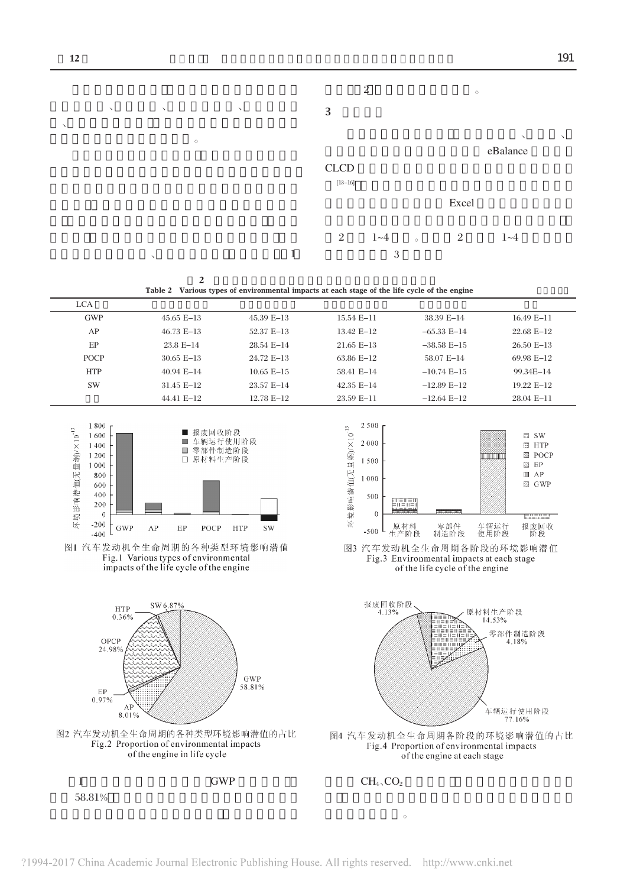、 、 、

、 。

、 1

2 。

## 3

、 、

eBalance

CLCD

[13–16]

Excel

2 1~4 。 2 1~4

3

**2**

Table 2 Various types of environmental impacts at each stage of the life cycle of the engine

| LCA | | | | | |
|---|---|---|---|---|---|
| GWP | 45.65 E–13 | 45.39 E–13 | 15.54 E–11 | 38.39 E–14 | 16.49 E–11 |
| AP | 46.73 E–13 | 52.37 E–13 | 13.42 E–12 | –65.33 E–14 | 22.68 E–12 |
| EP | 23.8 E–14 | 28.54 E–14 | 21.65 E–13 | –38.58 E–15 | 26.50 E–13 |
| POCP | 30.65 E–13 | 24.72 E–13 | 63.86 E–12 | 58.07 E–14 | 69.98 E–12 |
| HTP | 40.94 E–14 | 10.65 E–15 | 58.41 E–14 | –10.74 E–15 | 99.34E–14 |
| SW | 31.45 E–12 | 23.57 E–14 | 42.35 E–14 | –12.89 E–12 | 19.22 E–12 |
| | 44.41 E–12 | 12.78 E–12 | 23.59 E–11 | –12.64 E–12 | 28.04 E–11 |

图1 汽车发动机全生命周期的各种类型环境影响潜值
Fig.1 Various types of environmental impacts of the life cycle of the engine

图2 汽车发动机全生命周期的各种类型环境影响潜值的占比
Fig.2 Proportion of environmental impacts of the engine in life cycle

图3 汽车发动机全生命周期各阶段的环境影响潜值
Fig.3 Environmental impacts at each stage of the life cycle of the engine

图4 汽车发动机全生命周期各阶段的环境影响潜值的占比
Fig.4 Proportion of environmental impacts of the engine at each stage

1 GWP

58.81%

$CH_4$、$CO_2$

。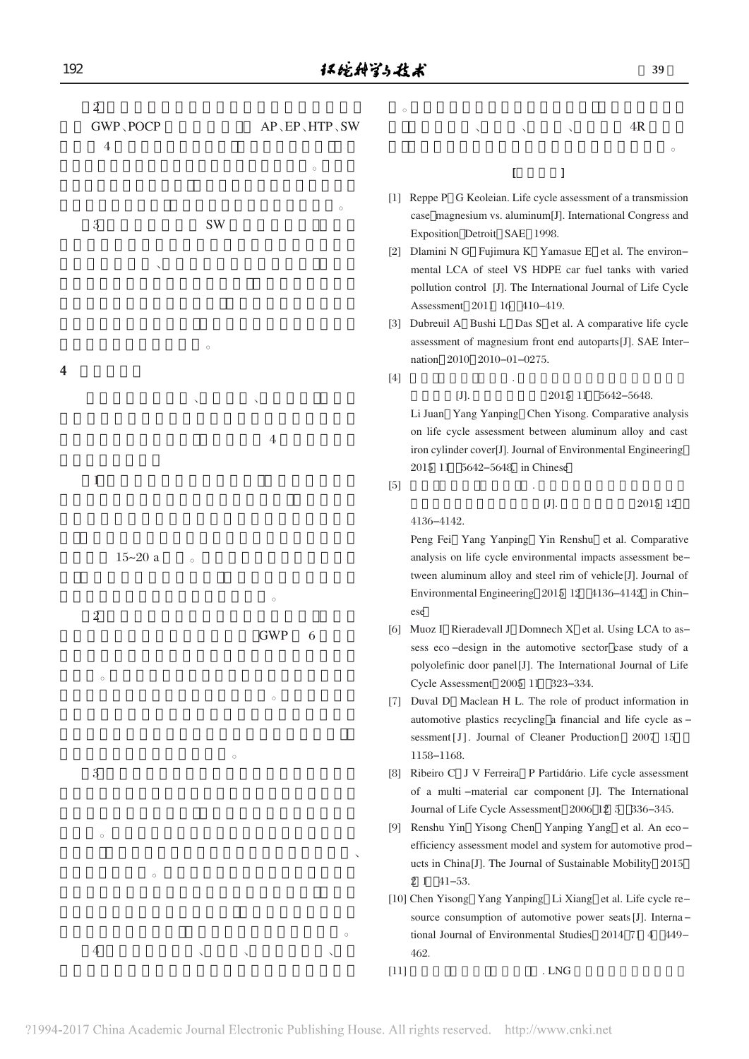（2）

GWP、POCP AP、EP、HTP、SW

4

。

。

（3） SW

、

。

## 4

、 、

4

（1）

15~20 a 。

。

（2）

GWP 6

。

。

。

（3）

。

、

。

。

（4） 、 、 、

。

、 、 、 4R

。

[ ]

[1] Reppe P, G Keoleian. Life cycle assessment of a transmission case: magnesium vs. aluminum[J]. International Congress and Exposition, Detroit: SAE, 1998.

[2] Dlamini N G, Fujimura K, Yamasue E, et al. The environmental LCA of steel VS HDPE car fuel tanks with varied pollution control [J]. The International Journal of Life Cycle Assessment, 2011, 16: 410–419.

[3] Dubreuil A, Bushi L, Das S, et al. A comparative life cycle assessment of magnesium front end autoparts[J]. SAE International, 2010, 2010–01–0275.

[4] .
[J]. 2015, 11: 5642–5648.
Li Juan, Yang Yanping, Chen Yisong. Comparative analysis on life cycle assessment between aluminum alloy and cast iron cylinder cover[J]. Journal of Environmental Engineering, 2015, 11: 5642–5648.(in Chinese)

[5] .
[J]. 2015, 12: 4136–4142.
Peng Fei, Yang Yanping, Yin Renshu, et al. Comparative analysis on life cycle environmental impacts assessment between aluminum alloy and steel rim of vehicle[J]. Journal of Environmental Engineering, 2015, 12: 4136–4142.(in Chinese)

[6] Muoz I, Rieradevall J, Domnech X, et al. Using LCA to assess eco-design in the automotive sector: case study of a polyolefinic door panel[J]. The International Journal of Life Cycle Assessment, 2005, 11: 323–334.

[7] Duval D, Maclean H L. The role of product information in automotive plastics recycling: a financial and life cycle assessment[J]. Journal of Cleaner Production, 2007, 15: 1158–1168.

[8] Ribeiro C, J V Ferreira, P Partidário. Life cycle assessment of a multi-material car component [J]. The International Journal of Life Cycle Assessment, 2006, 12(5): 336–345.

[9] Renshu Yin, Yisong Chen, Yanping Yang, et al. An eco-efficiency assessment model and system for automotive products in China[J]. The Journal of Sustainable Mobility, 2015, 2(1): 41–53.

[10] Chen Yisong, Yang Yanping, Li Xiang, et al. Life cycle resource consumption of automotive power seats[J]. International Journal of Environmental Studies, 2014, 71(4): 449–462.

[11] . LNG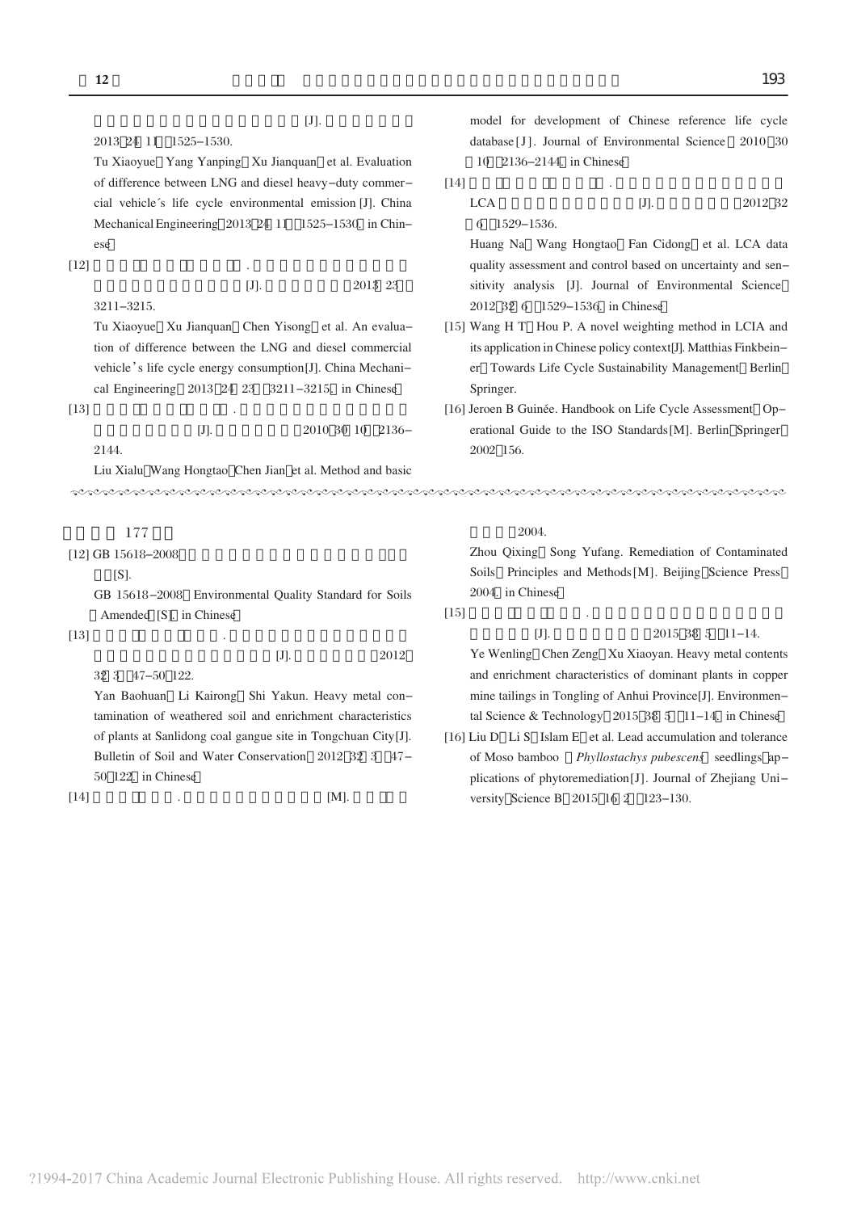[J].

2013 24 11 1525–1530.

Tu Xiaoyue Yang Yanping Xu Jianquan et al. Evaluation of difference between LNG and diesel heavy–duty commercial vehicle's life cycle environmental emission [J]. China Mechanical Engineering 2013 24 11 1525–1530. in Chinese

[12] .

[J]. 2013 23

3211–3215.

Tu Xiaoyue Xu Jianquan Chen Yisong et al. An evaluation of difference between the LNG and diesel commercial vehicle's life cycle energy consumption[J]. China Mechanical Engineering 2013 24 23 3211–3215 in Chinese

[13] .

[J]. 2010 30 10 2136–2144.

Liu Xialu Wang Hongtao Chen Jian et al. Method and basic model for development of Chinese reference life cycle database [J]. Journal of Environmental Science 2010 30 10 2136–2144. in Chinese

[14] .

LCA [J]. 2012 32 6 1529–1536.

Huang Na Wang Hongtao Fan Cidong et al. LCA data quality assessment and control based on uncertainty and sensitivity analysis [J]. Journal of Environmental Science 2012 32 6 1529–1536. in Chinese

[15] Wang H T Hou P. A novel weighting method in LCIA and its application in Chinese policy context[J]. Matthias Finkbeiner Towards Life Cycle Sustainability Management Berlin Springer.

[16] Jeroen B Guinée. Handbook on Life Cycle Assessment Operational Guide to the ISO Standards [M]. Berlin Springer 2002 156.

177

[12] GB 15618–2008

[S].

GB 15618–2008 Environmental Quality Standard for Soils Amended [S]. in Chinese

[13] .

[J]. 2012 32 3 47–50 122.

Yan Baohuan Li Kairong Shi Yakun. Heavy metal contamination of weathered soil and enrichment characteristics of plants at Sanlidong coal gangue site in Tongchuan City[J]. Bulletin of Soil and Water Conservation 2012 32 3 47–50 122 in Chinese

[14] . [M].

2004.

Zhou Qixing Song Yufang. Remediation of Contaminated Soils Principles and Methods [M]. Beijing Science Press 2004 in Chinese

[15] .

[J]. 2015 38 5 11–14.

Ye Wenling Chen Zeng Xu Xiaoyan. Heavy metal contents and enrichment characteristics of dominant plants in copper mine tailings in Tongling of Anhui Province[J]. Environmental Science & Technology 2015 38 5 11–14. in Chinese

[16] Liu D Li S Islam E et al. Lead accumulation and tolerance of Moso bamboo *Phyllostachys pubescens* seedlings applications of phytoremediation [J]. Journal of Zhejiang University Science B 2015 16 2 123–130.